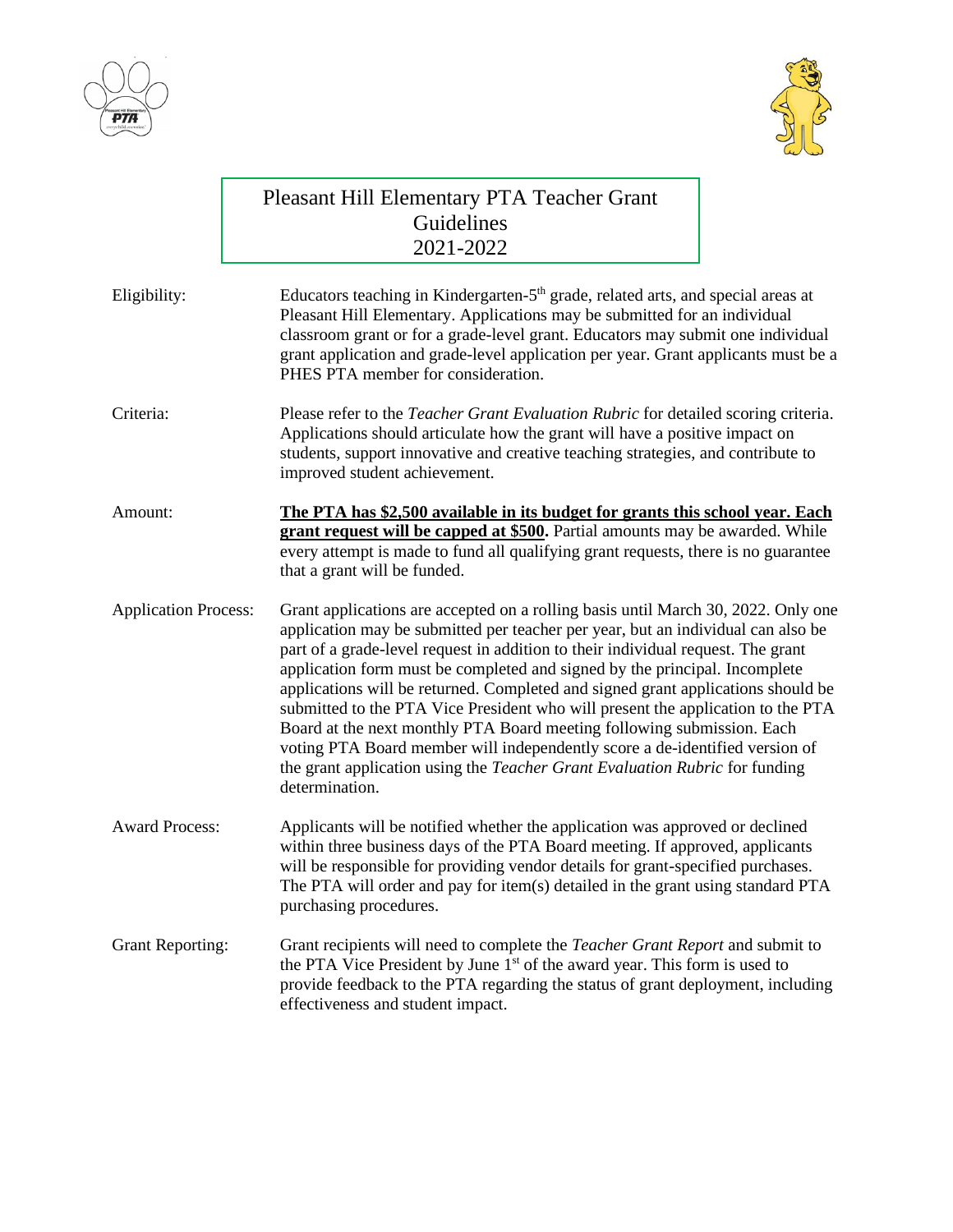# Pleasant Hill Elementary PTA Teacher Grant Guidelines 2021-2022

**Eligibility:** Educators teaching in Kindergarten-5th grade, related arts, and special areas at Pleasant Hill Elementary. Applications may be submitted for an individual classroom grant or for a grade-level grant. Educators may submit one individual grant application and grade-level application per year. Grant applicants must be a PHES PTA member for consideration.

**Criteria:** Please refer to the *Teacher Grant Evaluation Rubric* for detailed scoring criteria. Applications should articulate how the grant will have a positive impact on students, support innovative and creative teaching strategies, and contribute to improved student achievement.

**Amount:** **The PTA has $2,500 available in its budget for grants this school year. Each grant request will be capped at $500.** Partial amounts may be awarded. While every attempt is made to fund all qualifying grant requests, there is no guarantee that a grant will be funded.

**Application Process:** Grant applications are accepted on a rolling basis until March 30, 2022. Only one application may be submitted per teacher per year, but an individual can also be part of a grade-level request in addition to their individual request. The grant application form must be completed and signed by the principal. Incomplete applications will be returned. Completed and signed grant applications should be submitted to the PTA Vice President who will present the application to the PTA Board at the next monthly PTA Board meeting following submission. Each voting PTA Board member will independently score a de-identified version of the grant application using the *Teacher Grant Evaluation Rubric* for funding determination.

**Award Process:** Applicants will be notified whether the application was approved or declined within three business days of the PTA Board meeting. If approved, applicants will be responsible for providing vendor details for grant-specified purchases. The PTA will order and pay for item(s) detailed in the grant using standard PTA purchasing procedures.

**Grant Reporting:** Grant recipients will need to complete the *Teacher Grant Report* and submit to the PTA Vice President by June 1st of the award year. This form is used to provide feedback to the PTA regarding the status of grant deployment, including effectiveness and student impact.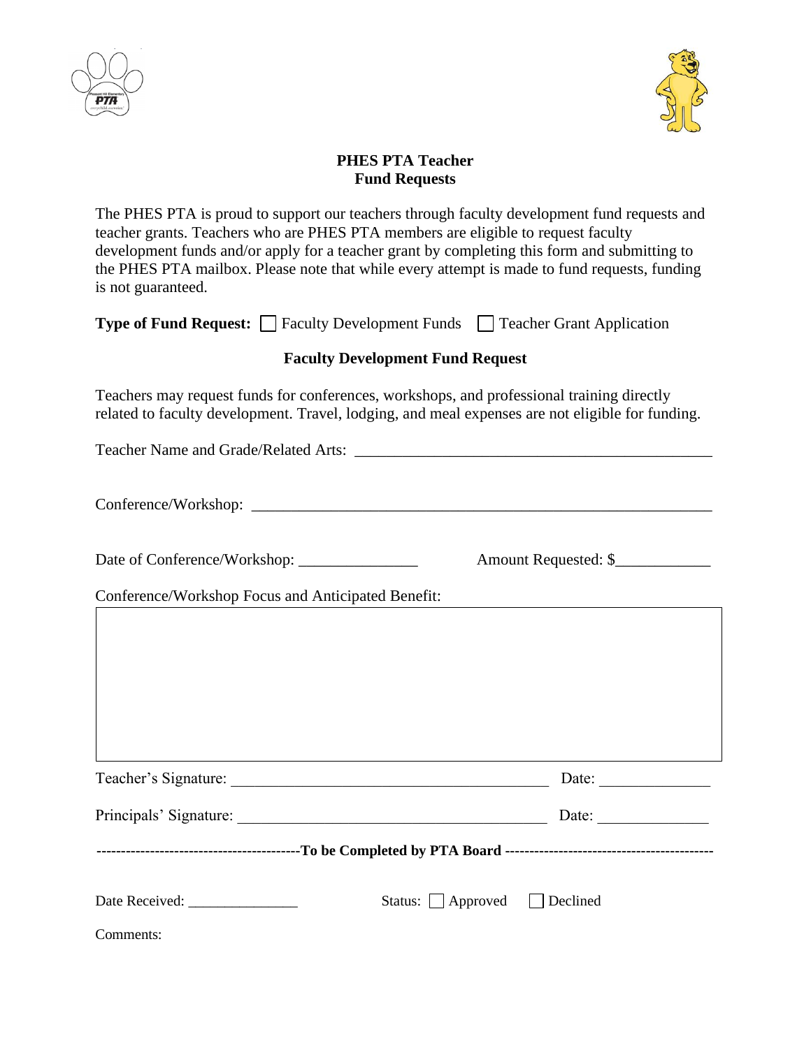**PHES PTA Teacher**
**Fund Requests**

The PHES PTA is proud to support our teachers through faculty development fund requests and teacher grants. Teachers who are PHES PTA members are eligible to request faculty development funds and/or apply for a teacher grant by completing this form and submitting to the PHES PTA mailbox. Please note that while every attempt is made to fund requests, funding is not guaranteed.

**Type of Fund Request:** ☐ Faculty Development Funds ☐ Teacher Grant Application

**Faculty Development Fund Request**

Teachers may request funds for conferences, workshops, and professional training directly related to faculty development. Travel, lodging, and meal expenses are not eligible for funding.

Teacher Name and Grade/Related Arts: _______________________________________________

Conference/Workshop: _______________________________________________________________

Date of Conference/Workshop: _______________ Amount Requested: $____________

Conference/Workshop Focus and Anticipated Benefit:

|  |
|---|
|  |

Teacher's Signature: __________________________________________ Date: ______________

Principals' Signature: _________________________________________ Date: ______________

-----------------------------------------**To be Completed by PTA Board**-----------------------------------------

Date Received: _______________ Status: ☐ Approved ☐ Declined

Comments: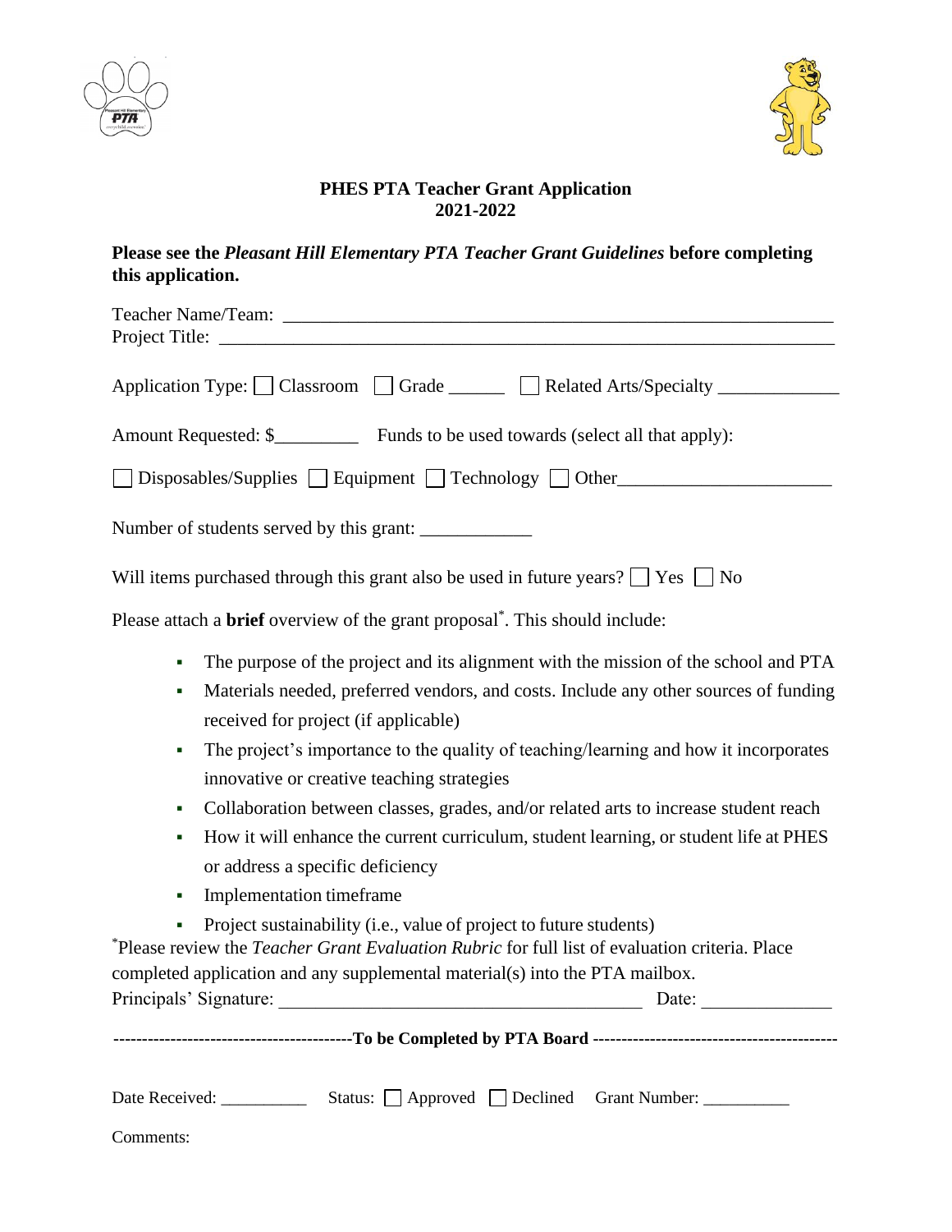**PHES PTA Teacher Grant Application**
**2021-2022**

**Please see the *Pleasant Hill Elementary PTA Teacher Grant Guidelines* before completing this application.**

Teacher Name/Team: ______________________________________________________________
Project Title: ___________________________________________________________________

Application Type: ☐ Classroom ☐ Grade ______ ☐ Related Arts/Specialty _____________

Amount Requested: $_________ Funds to be used towards (select all that apply):

☐ Disposables/Supplies ☐ Equipment ☐ Technology ☐ Other______________________

Number of students served by this grant: ____________

Will items purchased through this grant also be used in future years? ☐ Yes ☐ No

Please attach a **brief** overview of the grant proposal*. This should include:

- The purpose of the project and its alignment with the mission of the school and PTA
- Materials needed, preferred vendors, and costs. Include any other sources of funding received for project (if applicable)
- The project's importance to the quality of teaching/learning and how it incorporates innovative or creative teaching strategies
- Collaboration between classes, grades, and/or related arts to increase student reach
- How it will enhance the current curriculum, student learning, or student life at PHES or address a specific deficiency
- Implementation timeframe
- Project sustainability (i.e., value of project to future students)

*Please review the *Teacher Grant Evaluation Rubric* for full list of evaluation criteria. Place completed application and any supplemental material(s) into the PTA mailbox.

Principals' Signature: ________________________________________ Date: ______________

------------------------------------------**To be Completed by PTA Board** ------------------------------------------

Date Received: __________ Status: ☐ Approved ☐ Declined Grant Number: __________

Comments: